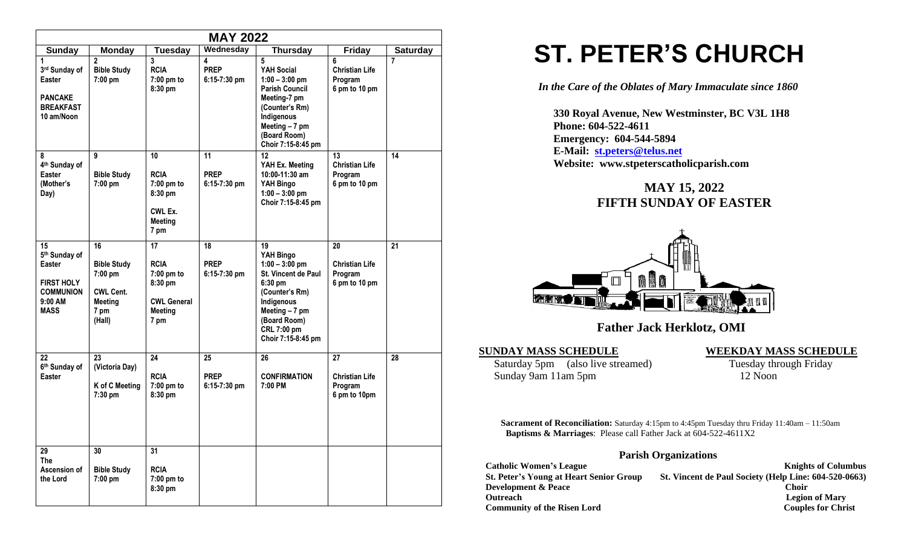| MAY 2022 | | | | | | |
|---|---|---|---|---|---|---|
| **Sunday** | **Monday** | **Tuesday** | **Wednesday** | **Thursday** | **Friday** | **Saturday** |
| **1** 3rd Sunday of Easter<br><br>PANCAKE BREAKFAST 10 am/Noon | **2** Bible Study 7:00 pm | **3** RCIA 7:00 pm to 8:30 pm | **4** PREP 6:15-7:30 pm | **5** YAH Social 1:00 – 3:00 pm Parish Council Meeting-7 pm (Counter's Rm) Indigenous Meeting – 7 pm (Board Room) Choir 7:15-8:45 pm | **6** Christian Life Program 6 pm to 10 pm | **7** |
| **8** 4th Sunday of Easter (Mother's Day) | **9** Bible Study 7:00 pm | **10** RCIA 7:00 pm to 8:30 pm<br><br>CWL Ex. Meeting 7 pm | **11** PREP 6:15-7:30 pm | **12** YAH Ex. Meeting 10:00-11:30 am YAH Bingo 1:00 – 3:00 pm Choir 7:15-8:45 pm | **13** Christian Life Program 6 pm to 10 pm | **14** |
| **15** 5th Sunday of Easter<br><br>FIRST HOLY COMMUNION 9:00 AM MASS | **16** Bible Study 7:00 pm<br><br>CWL Cent. Meeting 7 pm (Hall) | **17** RCIA 7:00 pm to 8:30 pm<br><br>CWL General Meeting 7 pm | **18** PREP 6:15-7:30 pm | **19** YAH Bingo 1:00 – 3:00 pm St. Vincent de Paul 6:30 pm (Counter's Rm) Indigenous Meeting – 7 pm (Board Room) CRL 7:00 pm Choir 7:15-8:45 pm | **20** Christian Life Program 6 pm to 10 pm | **21** |
| **22** 6th Sunday of Easter | **23** (Victoria Day)<br><br>K of C Meeting 7:30 pm | **24** RCIA 7:00 pm to 8:30 pm | **25** PREP 6:15-7:30 pm | **26** CONFIRMATION 7:00 PM | **27** Christian Life Program 6 pm to 10pm | **28** |
| **29** The Ascension of the Lord | **30** Bible Study 7:00 pm | **31** RCIA 7:00 pm to 8:30 pm | | | | |

# ST. PETER'S CHURCH

*In the Care of the Oblates of Mary Immaculate since 1860*

**330 Royal Avenue, New Westminster, BC V3L 1H8**
**Phone: 604-522-4611**
**Emergency: 604-544-5894**
**E-Mail: st.peters@telus.net**
**Website: www.stpeterscatholicparish.com**

## MAY 15, 2022
## FIFTH SUNDAY OF EASTER

**Father Jack Herklotz, OMI**

**SUNDAY MASS SCHEDULE**

Saturday 5pm (also live streamed)
Sunday 9am 11am 5pm

**WEEKDAY MASS SCHEDULE**

Tuesday through Friday
12 Noon

**Sacrament of Reconciliation:** Saturday 4:15pm to 4:45pm Tuesday thru Friday 11:40am – 11:50am
**Baptisms & Marriages**: Please call Father Jack at 604-522-4611X2

### Parish Organizations

**Catholic Women's League**
**St. Peter's Young at Heart Senior Group**
**Development & Peace**
**Outreach**
**Community of the Risen Lord**
**Knights of Columbus**
**St. Vincent de Paul Society (Help Line: 604-520-0663)**
**Choir**
**Legion of Mary**
**Couples for Christ**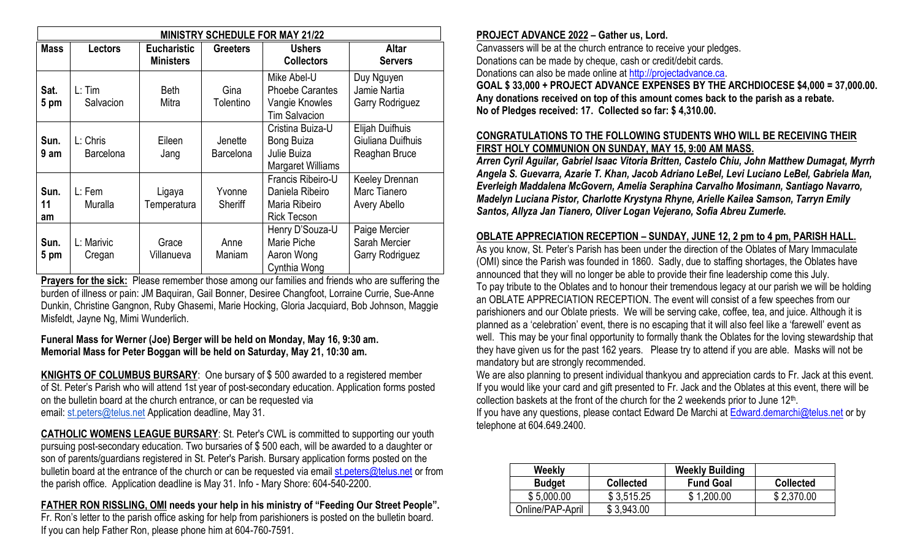| MINISTRY SCHEDULE FOR MAY 21/22 | | | | | |
|---|---|---|---|---|---|
| **Mass** | **Lectors** | **Eucharistic Ministers** | **Greeters** | **Ushers Collectors** | **Altar Servers** |
| **Sat. 5 pm** | L: Tim Salvacion | Beth Mitra | Gina Tolentino | Mike Abel-U Phoebe Carantes Vangie Knowles Tim Salvacion | Duy Nguyen Jamie Nartia Garry Rodriguez |
| **Sun. 9 am** | L: Chris Barcelona | Eileen Jang | Jenette Barcelona | Cristina Buiza-U Bong Buiza Julie Buiza Margaret Williams | Elijah Duifhuis Giuliana Duifhuis Reaghan Bruce |
| **Sun. 11 am** | L: Fem Muralla | Ligaya Temperatura | Yvonne Sheriff | Francis Ribeiro-U Daniela Ribeiro Maria Ribeiro Rick Tecson | Keeley Drennan Marc Tianero Avery Abello |
| **Sun. 5 pm** | L: Marivic Cregan | Grace Villanueva | Anne Maniam | Henry D'Souza-U Marie Piche Aaron Wong Cynthia Wong | Paige Mercier Sarah Mercier Garry Rodriguez |

**Prayers for the sick:** Please remember those among our families and friends who are suffering the burden of illness or pain: JM Baquiran, Gail Bonner, Desiree Changfoot, Lorraine Currie, Sue-Anne Dunkin, Christine Gangnon, Ruby Ghasemi, Marie Hocking, Gloria Jacquiard, Bob Johnson, Maggie Misfeldt, Jayne Ng, Mimi Wunderlich.

**Funeral Mass for Werner (Joe) Berger will be held on Monday, May 16, 9:30 am.**
**Memorial Mass for Peter Boggan will be held on Saturday, May 21, 10:30 am.**

**KNIGHTS OF COLUMBUS BURSARY**: One bursary of $ 500 awarded to a registered member of St. Peter's Parish who will attend 1st year of post-secondary education. Application forms posted on the bulletin board at the church entrance, or can be requested via email: st.peters@telus.net Application deadline, May 31.

**CATHOLIC WOMENS LEAGUE BURSARY**: St. Peter's CWL is committed to supporting our youth pursuing post-secondary education. Two bursaries of $ 500 each, will be awarded to a daughter or son of parents/guardians registered in St. Peter's Parish. Bursary application forms posted on the bulletin board at the entrance of the church or can be requested via email st.peters@telus.net or from the parish office. Application deadline is May 31. Info - Mary Shore: 604-540-2200.

**FATHER RON RISSLING, OMI needs your help in his ministry of "Feeding Our Street People".**
Fr. Ron's letter to the parish office asking for help from parishioners is posted on the bulletin board. If you can help Father Ron, please phone him at 604-760-7591.

**PROJECT ADVANCE 2022 – Gather us, Lord.**
Canvassers will be at the church entrance to receive your pledges.
Donations can be made by cheque, cash or credit/debit cards.
Donations can also be made online at http://projectadvance.ca.
**GOAL $ 33,000 + PROJECT ADVANCE EXPENSES BY THE ARCHDIOCESE $4,000 = 37,000.00.**
**Any donations received on top of this amount comes back to the parish as a rebate.**
**No of Pledges received: 17. Collected so far: $ 4,310.00.**

**CONGRATULATIONS TO THE FOLLOWING STUDENTS WHO WILL BE RECEIVING THEIR FIRST HOLY COMMUNION ON SUNDAY, MAY 15, 9:00 AM MASS.**
***Arren Cyril Aguilar, Gabriel Isaac Vitoria Britten, Castelo Chiu, John Matthew Dumagat, Myrrh Angela S. Guevarra, Azarie T. Khan, Jacob Adriano LeBel, Levi Luciano LeBel, Gabriela Man, Everleigh Maddalena McGovern, Amelia Seraphina Carvalho Mosimann, Santiago Navarro, Madelyn Luciana Pistor, Charlotte Krystyna Rhyne, Arielle Kailea Samson, Tarryn Emily Santos, Allyza Jan Tianero, Oliver Logan Vejerano, Sofia Abreu Zumerle.***

**OBLATE APPRECIATION RECEPTION – SUNDAY, JUNE 12, 2 pm to 4 pm, PARISH HALL.**
As you know, St. Peter's Parish has been under the direction of the Oblates of Mary Immaculate (OMI) since the Parish was founded in 1860. Sadly, due to staffing shortages, the Oblates have announced that they will no longer be able to provide their fine leadership come this July.
To pay tribute to the Oblates and to honour their tremendous legacy at our parish we will be holding an OBLATE APPRECIATION RECEPTION. The event will consist of a few speeches from our parishioners and our Oblate priests. We will be serving cake, coffee, tea, and juice. Although it is planned as a 'celebration' event, there is no escaping that it will also feel like a 'farewell' event as well. This may be your final opportunity to formally thank the Oblates for the loving stewardship that they have given us for the past 162 years. Please try to attend if you are able. Masks will not be mandatory but are strongly recommended.
We are also planning to present individual thankyou and appreciation cards to Fr. Jack at this event. If you would like your card and gift presented to Fr. Jack and the Oblates at this event, there will be collection baskets at the front of the church for the 2 weekends prior to June 12th.
If you have any questions, please contact Edward De Marchi at Edward.demarchi@telus.net or by telephone at 604.649.2400.

| Weekly Budget | Collected | Weekly Building Fund Goal | Collected |
|---|---|---|---|
| $ 5,000.00 | $ 3,515.25 | $ 1,200.00 | $ 2,370.00 |
| Online/PAP-April | $ 3,943.00 | | |